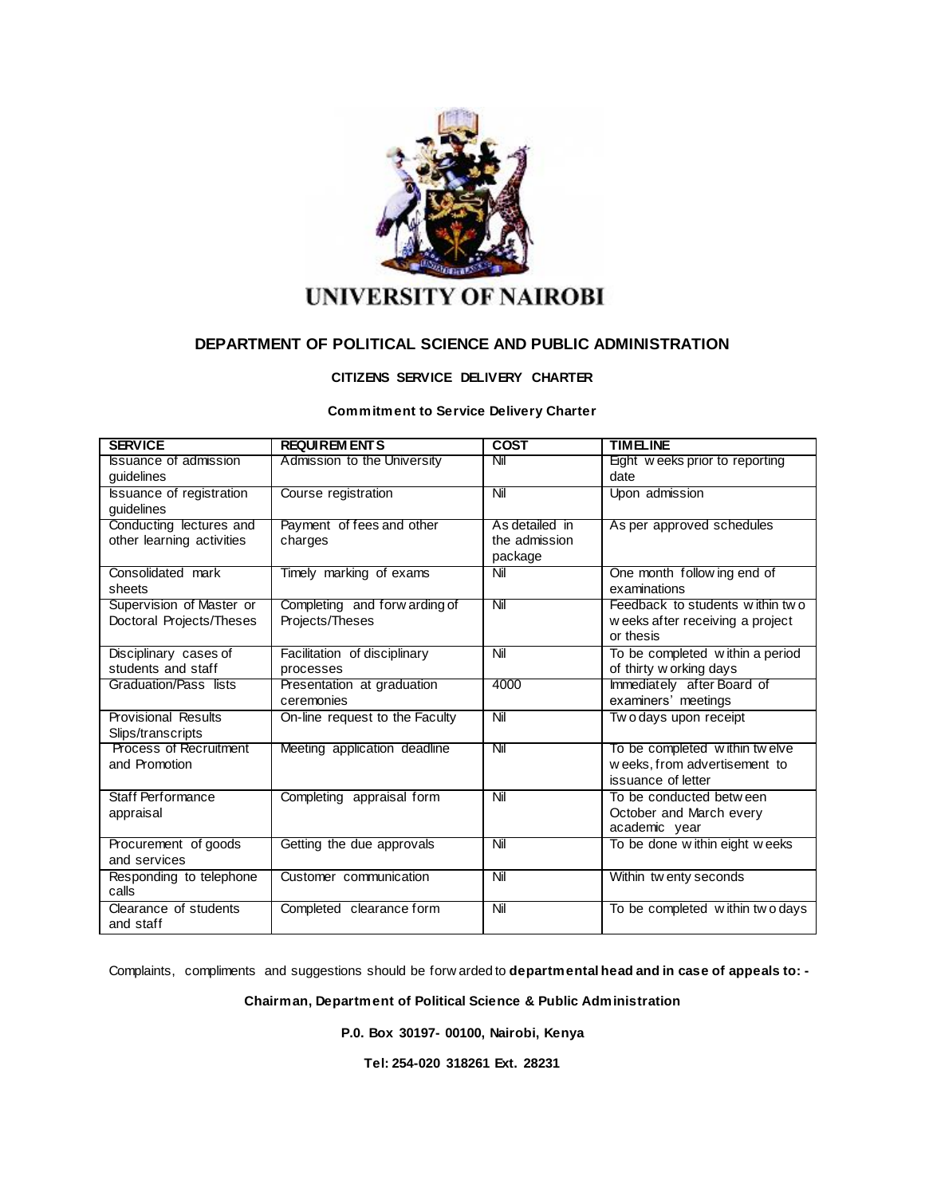# UNIVERSITY OF NAIROBI

## DEPARTMENT OF POLITICAL SCIENCE AND PUBLIC ADMINISTRATION

### CITIZENS SERVICE DELIVERY CHARTER

**Commitment to Service Delivery Charter**

| SERVICE | REQUIREMENTS | COST | TIMELINE |
|---|---|---|---|
| Issuance of admission guidelines | Admission to the University | Nil | Eight weeks prior to reporting date |
| Issuance of registration guidelines | Course registration | Nil | Upon admission |
| Conducting lectures and other learning activities | Payment of fees and other charges | As detailed in the admission package | As per approved schedules |
| Consolidated mark sheets | Timely marking of exams | Nil | One month following end of examinations |
| Supervision of Master or Doctoral Projects/Theses | Completing and forwarding of Projects/Theses | Nil | Feedback to students within two weeks after receiving a project or thesis |
| Disciplinary cases of students and staff | Facilitation of disciplinary processes | Nil | To be completed within a period of thirty working days |
| Graduation/Pass lists | Presentation at graduation ceremonies | 4000 | Immediately after Board of examiners' meetings |
| Provisional Results Slips/transcripts | On-line request to the Faculty | Nil | Two days upon receipt |
| Process of Recruitment and Promotion | Meeting application deadline | Nil | To be completed within twelve weeks, from advertisement to issuance of letter |
| Staff Performance appraisal | Completing appraisal form | Nil | To be conducted between October and March every academic year |
| Procurement of goods and services | Getting the due approvals | Nil | To be done within eight weeks |
| Responding to telephone calls | Customer communication | Nil | Within twenty seconds |
| Clearance of students and staff | Completed clearance form | Nil | To be completed within two days |

Complaints, compliments and suggestions should be forwarded to **departmental head and in case of appeals to: -**

**Chairman, Department of Political Science & Public Administration**

**P.0. Box 30197- 00100, Nairobi, Kenya**

**Tel: 254-020 318261 Ext. 28231**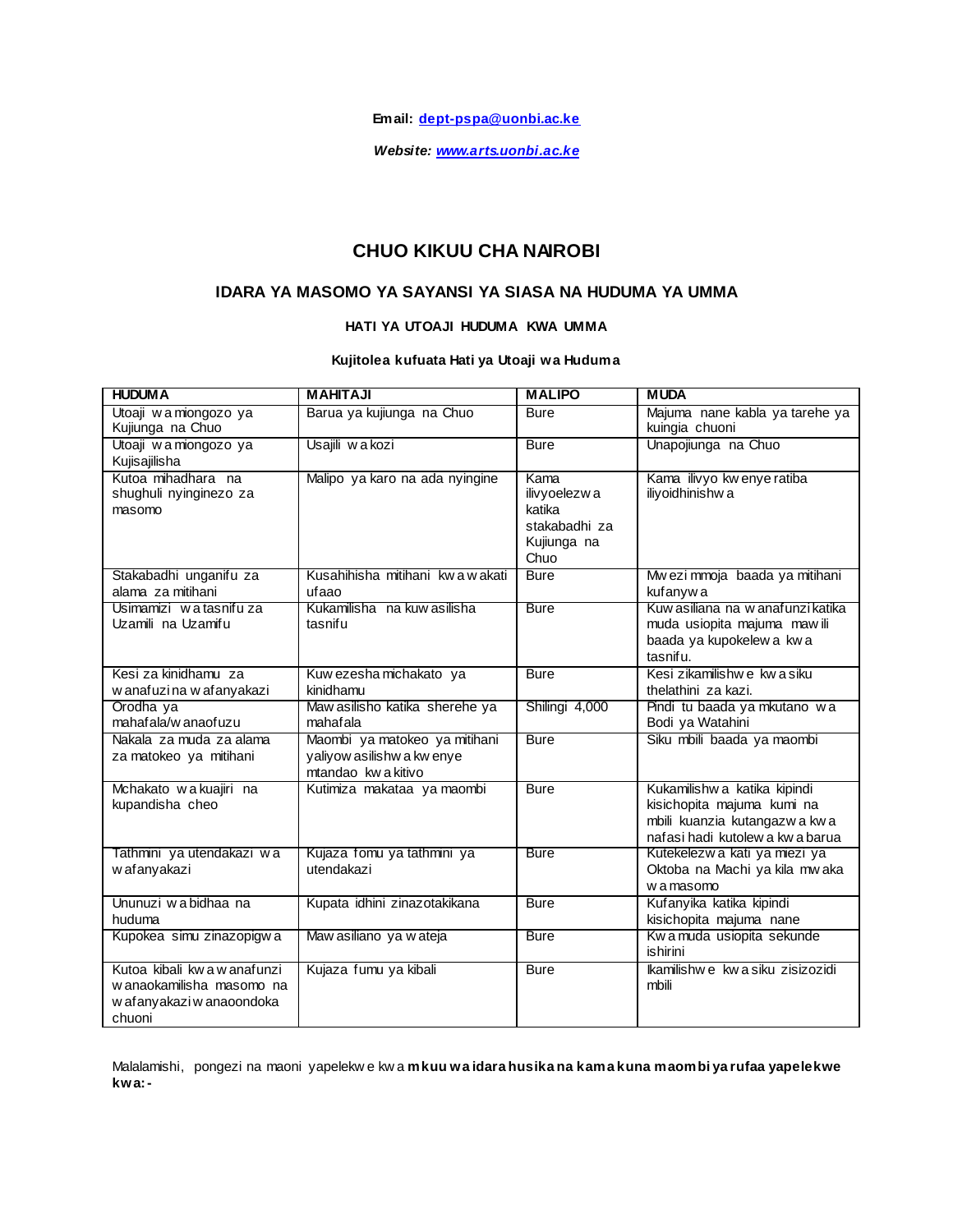**Email: dept-pspa@uonbi.ac.ke**

***Website: www.arts.uonbi.ac.ke***

# CHUO KIKUU CHA NAIROBI

## IDARA YA MASOMO YA SAYANSI YA SIASA NA HUDUMA YA UMMA

### HATI YA UTOAJI HUDUMA KWA UMMA

**Kujitolea kufuata Hati ya Utoaji wa Huduma**

| HUDUMA | MAHITAJI | MALIPO | MUDA |
|---|---|---|---|
| Utoaji wa miongozo ya Kujiunga na Chuo | Barua ya kujiunga na Chuo | Bure | Majuma nane kabla ya tarehe ya kuingia chuoni |
| Utoaji wa miongozo ya Kujisajilisha | Usajili wa kozi | Bure | Unapojiunga na Chuo |
| Kutoa mihadhara na shughuli nyinginezo za masomo | Malipo ya karo na ada nyingine | Kama ilivyoelezwa katika stakabadhi za Kujiunga na Chuo | Kama ilivyo kwenye ratiba iliyoidhinishwa |
| Stakabadhi unganifu za alama za mitihani | Kusahihisha mitihani kwa wakati ufaao | Bure | Mwezi mmoja baada ya mitihani kufanywa |
| Usimamizi wa tasnifu za Uzamili na Uzamifu | Kukamilisha na kuwasilisha tasnifu | Bure | Kuwasiliana na wanafunzi katika muda usiopita majuma mawili baada ya kupokelewa kwa tasnifu. |
| Kesi za kinidhamu za wanafuzi na wafanyakazi | Kuwezesha michakato ya kinidhamu | Bure | Kesi zikamilishwe kwa siku thelathini za kazi. |
| Orodha ya mahafala/wanaofuzu | Mawasilisho katika sherehe ya mahafala | Shilingi 4,000 | Pindi tu baada ya mkutano wa Bodi ya Watahini |
| Nakala za muda za alama za matokeo ya mitihani | Maombi ya matokeo ya mitihani yaliyowasilishwa kwenye mtandao kwa kitivo | Bure | Siku mbili baada ya maombi |
| Mchakato wa kuajiri na kupandisha cheo | Kutimiza makataa ya maombi | Bure | Kukamilishwa katika kipindi kisichopita majuma kumi na mbili kuanzia kutangazwa kwa nafasi hadi kutolewa kwa barua |
| Tathmini ya utendakazi wa wafanyakazi | Kujaza fomu ya tathmini ya utendakazi | Bure | Kutekelezwa kati ya miezi ya Oktoba na Machi ya kila mwaka wa masomo |
| Ununuzi wa bidhaa na huduma | Kupata idhini zinazotakikana | Bure | Kufanyika katika kipindi kisichopita majuma nane |
| Kupokea simu zinazopigwa | Mawasiliano ya wateja | Bure | Kwa muda usiopita sekunde ishirini |
| Kutoa kibali kwa wanafunzi wanaokamilisha masomo na wafanyakazi wanaoondoka chuoni | Kujaza fumu ya kibali | Bure | Ikamilishwe kwa siku zisizozidi mbili |

Malalamishi, pongezi na maoni yapelekwe kwa **mkuu wa idara husika na kama kuna maombi ya rufaa yapelekwe kwa:-**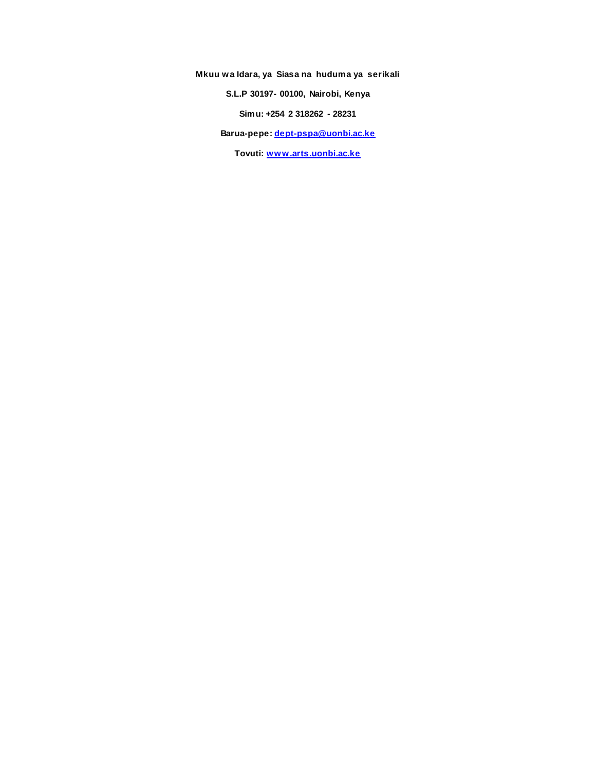**Mkuu wa Idara, ya Siasa na huduma ya serikali**

**S.L.P 30197- 00100, Nairobi, Kenya**

**Simu: +254 2 318262 - 28231**

**Barua-pepe: dept-pspa@uonbi.ac.ke**

**Tovuti: www.arts.uonbi.ac.ke**